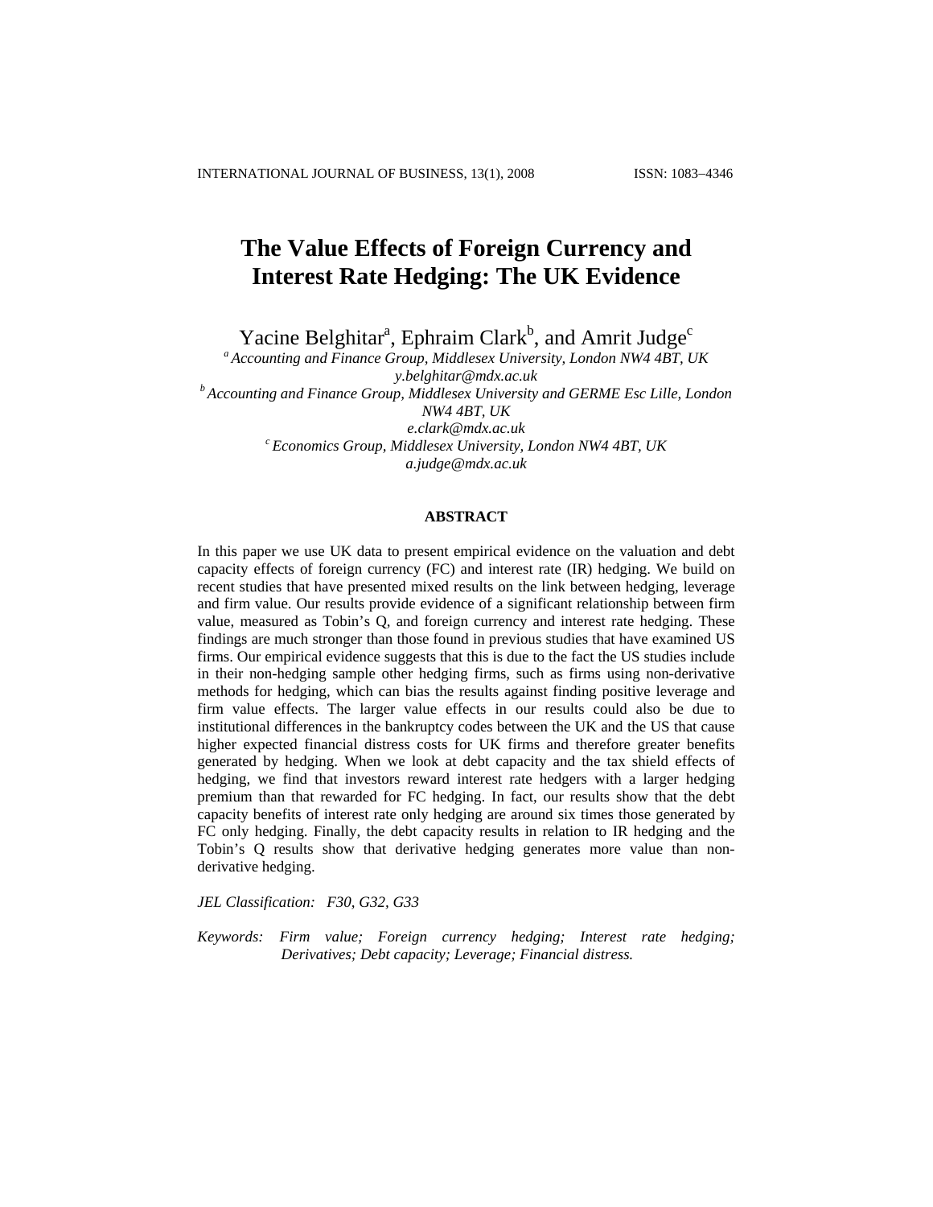# The Value Effects of Foreign Currency and Interest Rate Hedging: The UK Evidence

Yacine Belghitar[a], Ephraim Clark[b], and Amrit Judge[c]

[a] *Accounting and Finance Group, Middlesex University, London NW4 4BT, UK*
*y.belghitar@mdx.ac.uk*

[b] *Accounting and Finance Group, Middlesex University and GERME Esc Lille, London NW4 4BT, UK*
*e.clark@mdx.ac.uk*

[c] *Economics Group, Middlesex University, London NW4 4BT, UK*
*a.judge@mdx.ac.uk*

## ABSTRACT

In this paper we use UK data to present empirical evidence on the valuation and debt capacity effects of foreign currency (FC) and interest rate (IR) hedging. We build on recent studies that have presented mixed results on the link between hedging, leverage and firm value. Our results provide evidence of a significant relationship between firm value, measured as Tobin's Q, and foreign currency and interest rate hedging. These findings are much stronger than those found in previous studies that have examined US firms. Our empirical evidence suggests that this is due to the fact the US studies include in their non-hedging sample other hedging firms, such as firms using non-derivative methods for hedging, which can bias the results against finding positive leverage and firm value effects. The larger value effects in our results could also be due to institutional differences in the bankruptcy codes between the UK and the US that cause higher expected financial distress costs for UK firms and therefore greater benefits generated by hedging. When we look at debt capacity and the tax shield effects of hedging, we find that investors reward interest rate hedgers with a larger hedging premium than that rewarded for FC hedging. In fact, our results show that the debt capacity benefits of interest rate only hedging are around six times those generated by FC only hedging. Finally, the debt capacity results in relation to IR hedging and the Tobin's Q results show that derivative hedging generates more value than non-derivative hedging.

*JEL Classification: F30, G32, G33*

*Keywords: Firm value; Foreign currency hedging; Interest rate hedging; Derivatives; Debt capacity; Leverage; Financial distress.*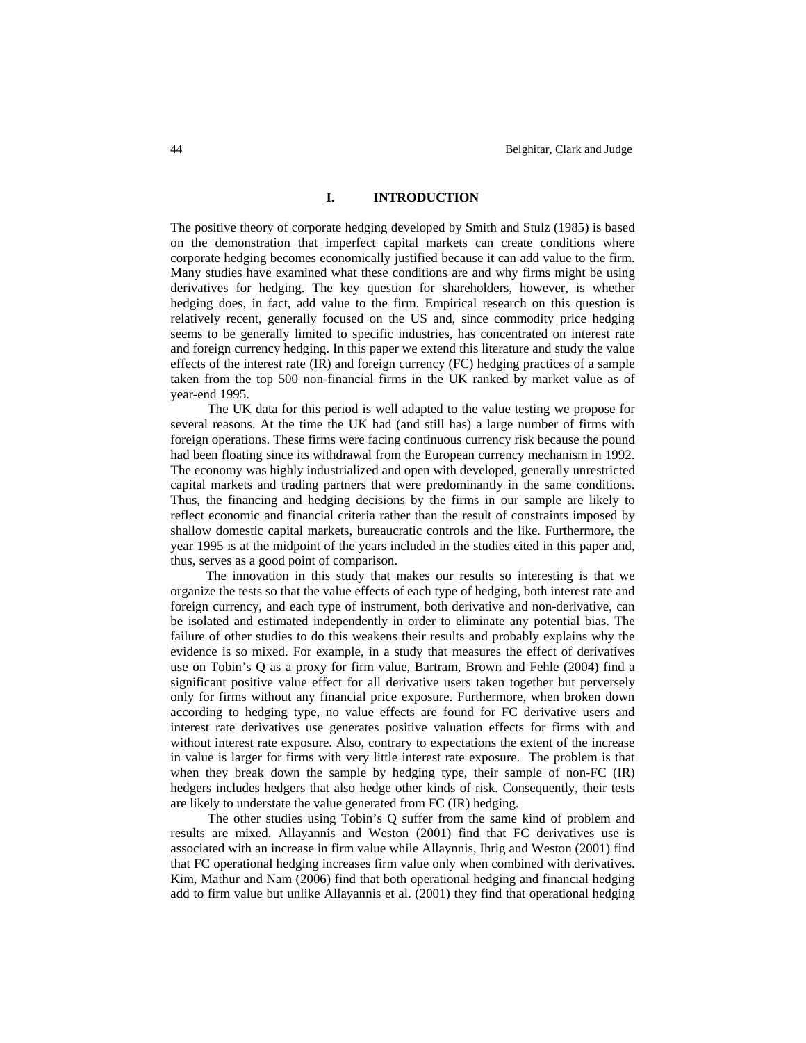## I. INTRODUCTION

The positive theory of corporate hedging developed by Smith and Stulz (1985) is based on the demonstration that imperfect capital markets can create conditions where corporate hedging becomes economically justified because it can add value to the firm. Many studies have examined what these conditions are and why firms might be using derivatives for hedging. The key question for shareholders, however, is whether hedging does, in fact, add value to the firm. Empirical research on this question is relatively recent, generally focused on the US and, since commodity price hedging seems to be generally limited to specific industries, has concentrated on interest rate and foreign currency hedging. In this paper we extend this literature and study the value effects of the interest rate (IR) and foreign currency (FC) hedging practices of a sample taken from the top 500 non-financial firms in the UK ranked by market value as of year-end 1995.

The UK data for this period is well adapted to the value testing we propose for several reasons. At the time the UK had (and still has) a large number of firms with foreign operations. These firms were facing continuous currency risk because the pound had been floating since its withdrawal from the European currency mechanism in 1992. The economy was highly industrialized and open with developed, generally unrestricted capital markets and trading partners that were predominantly in the same conditions. Thus, the financing and hedging decisions by the firms in our sample are likely to reflect economic and financial criteria rather than the result of constraints imposed by shallow domestic capital markets, bureaucratic controls and the like. Furthermore, the year 1995 is at the midpoint of the years included in the studies cited in this paper and, thus, serves as a good point of comparison.

The innovation in this study that makes our results so interesting is that we organize the tests so that the value effects of each type of hedging, both interest rate and foreign currency, and each type of instrument, both derivative and non-derivative, can be isolated and estimated independently in order to eliminate any potential bias. The failure of other studies to do this weakens their results and probably explains why the evidence is so mixed. For example, in a study that measures the effect of derivatives use on Tobin's Q as a proxy for firm value, Bartram, Brown and Fehle (2004) find a significant positive value effect for all derivative users taken together but perversely only for firms without any financial price exposure. Furthermore, when broken down according to hedging type, no value effects are found for FC derivative users and interest rate derivatives use generates positive valuation effects for firms with and without interest rate exposure. Also, contrary to expectations the extent of the increase in value is larger for firms with very little interest rate exposure. The problem is that when they break down the sample by hedging type, their sample of non-FC (IR) hedgers includes hedgers that also hedge other kinds of risk. Consequently, their tests are likely to understate the value generated from FC (IR) hedging.

The other studies using Tobin's Q suffer from the same kind of problem and results are mixed. Allayannis and Weston (2001) find that FC derivatives use is associated with an increase in firm value while Allaynnis, Ihrig and Weston (2001) find that FC operational hedging increases firm value only when combined with derivatives. Kim, Mathur and Nam (2006) find that both operational hedging and financial hedging add to firm value but unlike Allayannis et al. (2001) they find that operational hedging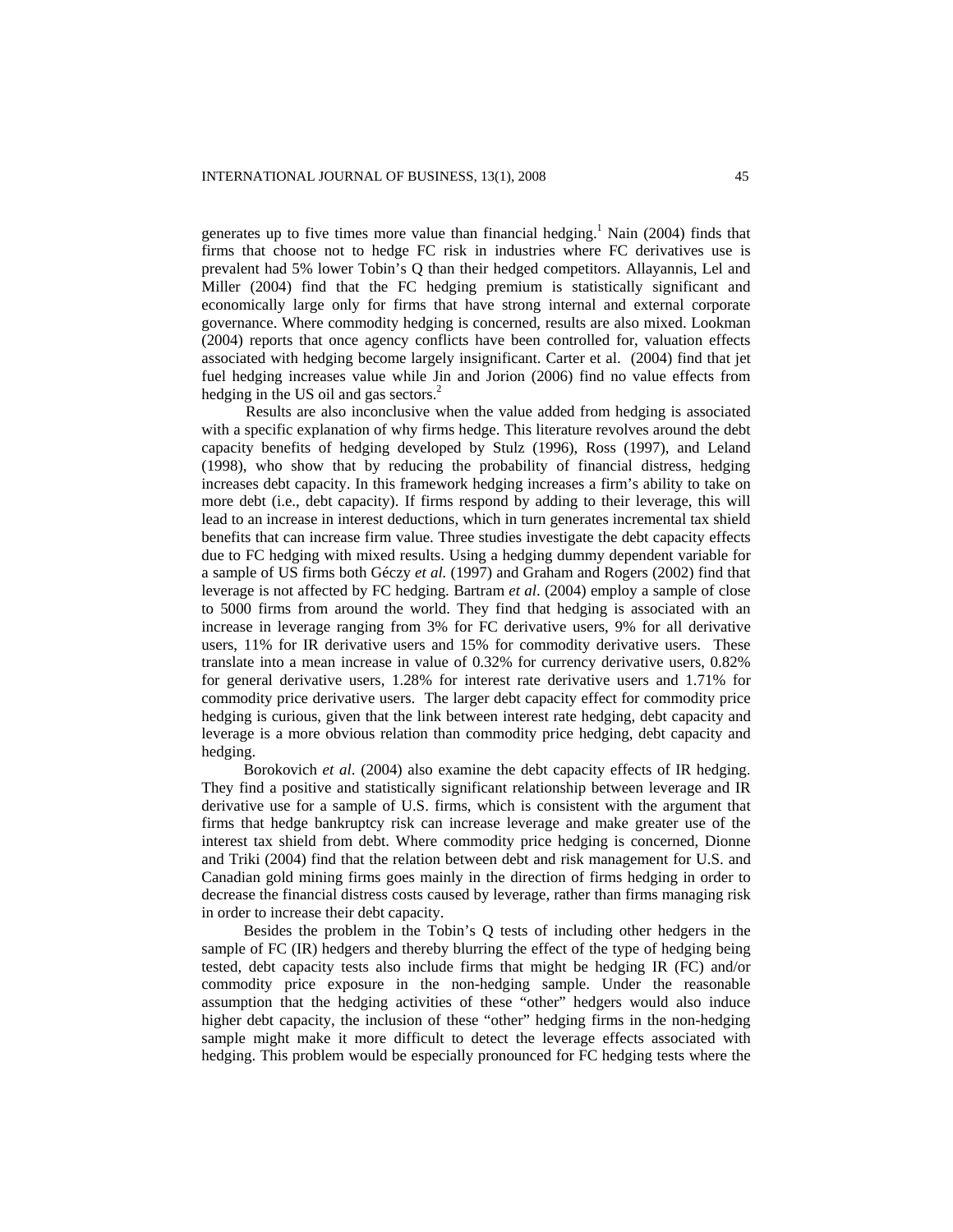generates up to five times more value than financial hedging.[1] Nain (2004) finds that firms that choose not to hedge FC risk in industries where FC derivatives use is prevalent had 5% lower Tobin's Q than their hedged competitors. Allayannis, Lel and Miller (2004) find that the FC hedging premium is statistically significant and economically large only for firms that have strong internal and external corporate governance. Where commodity hedging is concerned, results are also mixed. Lookman (2004) reports that once agency conflicts have been controlled for, valuation effects associated with hedging become largely insignificant. Carter et al. (2004) find that jet fuel hedging increases value while Jin and Jorion (2006) find no value effects from hedging in the US oil and gas sectors.[2]

Results are also inconclusive when the value added from hedging is associated with a specific explanation of why firms hedge. This literature revolves around the debt capacity benefits of hedging developed by Stulz (1996), Ross (1997), and Leland (1998), who show that by reducing the probability of financial distress, hedging increases debt capacity. In this framework hedging increases a firm's ability to take on more debt (i.e., debt capacity). If firms respond by adding to their leverage, this will lead to an increase in interest deductions, which in turn generates incremental tax shield benefits that can increase firm value. Three studies investigate the debt capacity effects due to FC hedging with mixed results. Using a hedging dummy dependent variable for a sample of US firms both Géczy *et al.* (1997) and Graham and Rogers (2002) find that leverage is not affected by FC hedging. Bartram *et al.* (2004) employ a sample of close to 5000 firms from around the world. They find that hedging is associated with an increase in leverage ranging from 3% for FC derivative users, 9% for all derivative users, 11% for IR derivative users and 15% for commodity derivative users. These translate into a mean increase in value of 0.32% for currency derivative users, 0.82% for general derivative users, 1.28% for interest rate derivative users and 1.71% for commodity price derivative users. The larger debt capacity effect for commodity price hedging is curious, given that the link between interest rate hedging, debt capacity and leverage is a more obvious relation than commodity price hedging, debt capacity and hedging.

Borokovich *et al*. (2004) also examine the debt capacity effects of IR hedging. They find a positive and statistically significant relationship between leverage and IR derivative use for a sample of U.S. firms, which is consistent with the argument that firms that hedge bankruptcy risk can increase leverage and make greater use of the interest tax shield from debt. Where commodity price hedging is concerned, Dionne and Triki (2004) find that the relation between debt and risk management for U.S. and Canadian gold mining firms goes mainly in the direction of firms hedging in order to decrease the financial distress costs caused by leverage, rather than firms managing risk in order to increase their debt capacity.

Besides the problem in the Tobin's Q tests of including other hedgers in the sample of FC (IR) hedgers and thereby blurring the effect of the type of hedging being tested, debt capacity tests also include firms that might be hedging IR (FC) and/or commodity price exposure in the non-hedging sample. Under the reasonable assumption that the hedging activities of these "other" hedgers would also induce higher debt capacity, the inclusion of these "other" hedging firms in the non-hedging sample might make it more difficult to detect the leverage effects associated with hedging. This problem would be especially pronounced for FC hedging tests where the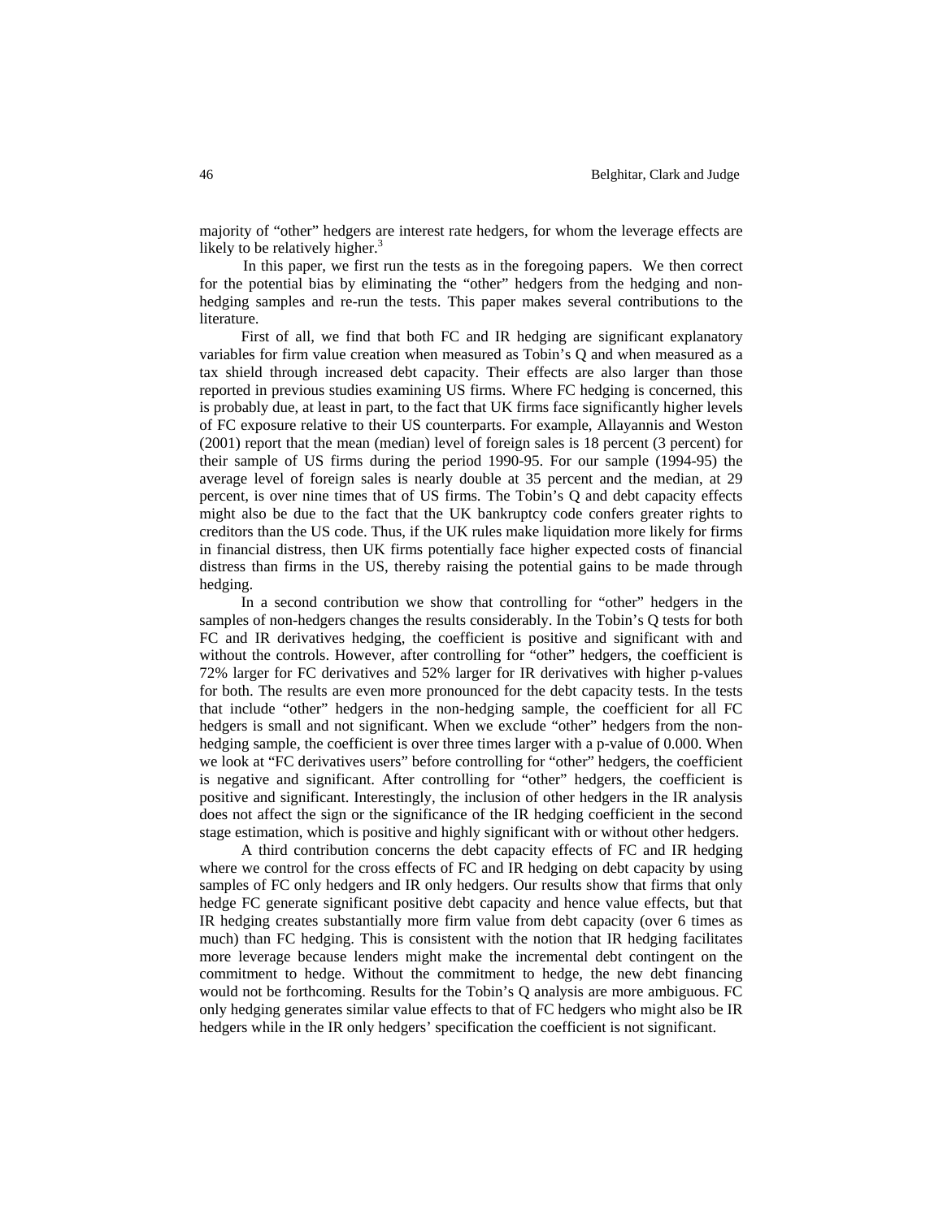majority of "other" hedgers are interest rate hedgers, for whom the leverage effects are likely to be relatively higher.[3]

In this paper, we first run the tests as in the foregoing papers. We then correct for the potential bias by eliminating the "other" hedgers from the hedging and non-hedging samples and re-run the tests. This paper makes several contributions to the literature.

First of all, we find that both FC and IR hedging are significant explanatory variables for firm value creation when measured as Tobin's Q and when measured as a tax shield through increased debt capacity. Their effects are also larger than those reported in previous studies examining US firms. Where FC hedging is concerned, this is probably due, at least in part, to the fact that UK firms face significantly higher levels of FC exposure relative to their US counterparts. For example, Allayannis and Weston (2001) report that the mean (median) level of foreign sales is 18 percent (3 percent) for their sample of US firms during the period 1990-95. For our sample (1994-95) the average level of foreign sales is nearly double at 35 percent and the median, at 29 percent, is over nine times that of US firms. The Tobin's Q and debt capacity effects might also be due to the fact that the UK bankruptcy code confers greater rights to creditors than the US code. Thus, if the UK rules make liquidation more likely for firms in financial distress, then UK firms potentially face higher expected costs of financial distress than firms in the US, thereby raising the potential gains to be made through hedging.

In a second contribution we show that controlling for "other" hedgers in the samples of non-hedgers changes the results considerably. In the Tobin's Q tests for both FC and IR derivatives hedging, the coefficient is positive and significant with and without the controls. However, after controlling for "other" hedgers, the coefficient is 72% larger for FC derivatives and 52% larger for IR derivatives with higher p-values for both. The results are even more pronounced for the debt capacity tests. In the tests that include "other" hedgers in the non-hedging sample, the coefficient for all FC hedgers is small and not significant. When we exclude "other" hedgers from the non-hedging sample, the coefficient is over three times larger with a p-value of 0.000. When we look at "FC derivatives users" before controlling for "other" hedgers, the coefficient is negative and significant. After controlling for "other" hedgers, the coefficient is positive and significant. Interestingly, the inclusion of other hedgers in the IR analysis does not affect the sign or the significance of the IR hedging coefficient in the second stage estimation, which is positive and highly significant with or without other hedgers.

A third contribution concerns the debt capacity effects of FC and IR hedging where we control for the cross effects of FC and IR hedging on debt capacity by using samples of FC only hedgers and IR only hedgers. Our results show that firms that only hedge FC generate significant positive debt capacity and hence value effects, but that IR hedging creates substantially more firm value from debt capacity (over 6 times as much) than FC hedging. This is consistent with the notion that IR hedging facilitates more leverage because lenders might make the incremental debt contingent on the commitment to hedge. Without the commitment to hedge, the new debt financing would not be forthcoming. Results for the Tobin's Q analysis are more ambiguous. FC only hedging generates similar value effects to that of FC hedgers who might also be IR hedgers while in the IR only hedgers' specification the coefficient is not significant.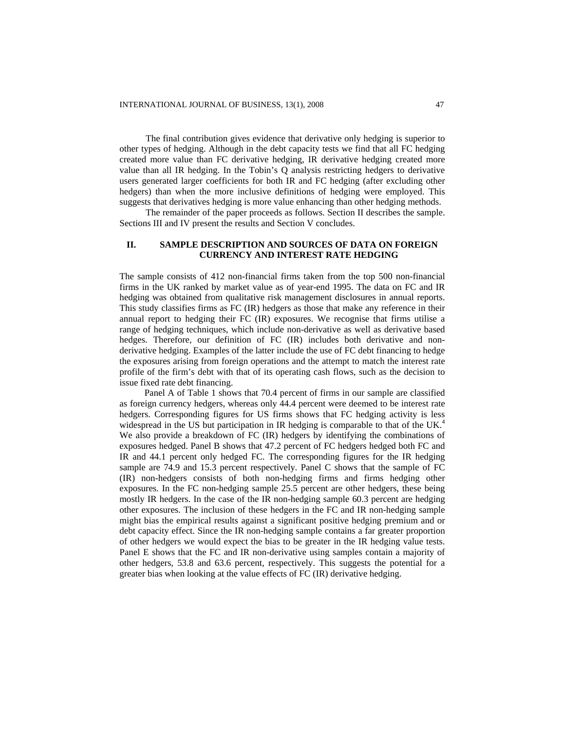The final contribution gives evidence that derivative only hedging is superior to other types of hedging. Although in the debt capacity tests we find that all FC hedging created more value than FC derivative hedging, IR derivative hedging created more value than all IR hedging. In the Tobin's Q analysis restricting hedgers to derivative users generated larger coefficients for both IR and FC hedging (after excluding other hedgers) than when the more inclusive definitions of hedging were employed. This suggests that derivatives hedging is more value enhancing than other hedging methods.

The remainder of the paper proceeds as follows. Section II describes the sample. Sections III and IV present the results and Section V concludes.

## II. SAMPLE DESCRIPTION AND SOURCES OF DATA ON FOREIGN CURRENCY AND INTEREST RATE HEDGING

The sample consists of 412 non-financial firms taken from the top 500 non-financial firms in the UK ranked by market value as of year-end 1995. The data on FC and IR hedging was obtained from qualitative risk management disclosures in annual reports. This study classifies firms as FC (IR) hedgers as those that make any reference in their annual report to hedging their FC (IR) exposures. We recognise that firms utilise a range of hedging techniques, which include non-derivative as well as derivative based hedges. Therefore, our definition of FC (IR) includes both derivative and non-derivative hedging. Examples of the latter include the use of FC debt financing to hedge the exposures arising from foreign operations and the attempt to match the interest rate profile of the firm's debt with that of its operating cash flows, such as the decision to issue fixed rate debt financing.

Panel A of Table 1 shows that 70.4 percent of firms in our sample are classified as foreign currency hedgers, whereas only 44.4 percent were deemed to be interest rate hedgers. Corresponding figures for US firms shows that FC hedging activity is less widespread in the US but participation in IR hedging is comparable to that of the UK.[4] We also provide a breakdown of FC (IR) hedgers by identifying the combinations of exposures hedged. Panel B shows that 47.2 percent of FC hedgers hedged both FC and IR and 44.1 percent only hedged FC. The corresponding figures for the IR hedging sample are 74.9 and 15.3 percent respectively. Panel C shows that the sample of FC (IR) non-hedgers consists of both non-hedging firms and firms hedging other exposures. In the FC non-hedging sample 25.5 percent are other hedgers, these being mostly IR hedgers. In the case of the IR non-hedging sample 60.3 percent are hedging other exposures. The inclusion of these hedgers in the FC and IR non-hedging sample might bias the empirical results against a significant positive hedging premium and or debt capacity effect. Since the IR non-hedging sample contains a far greater proportion of other hedgers we would expect the bias to be greater in the IR hedging value tests. Panel E shows that the FC and IR non-derivative using samples contain a majority of other hedgers, 53.8 and 63.6 percent, respectively. This suggests the potential for a greater bias when looking at the value effects of FC (IR) derivative hedging.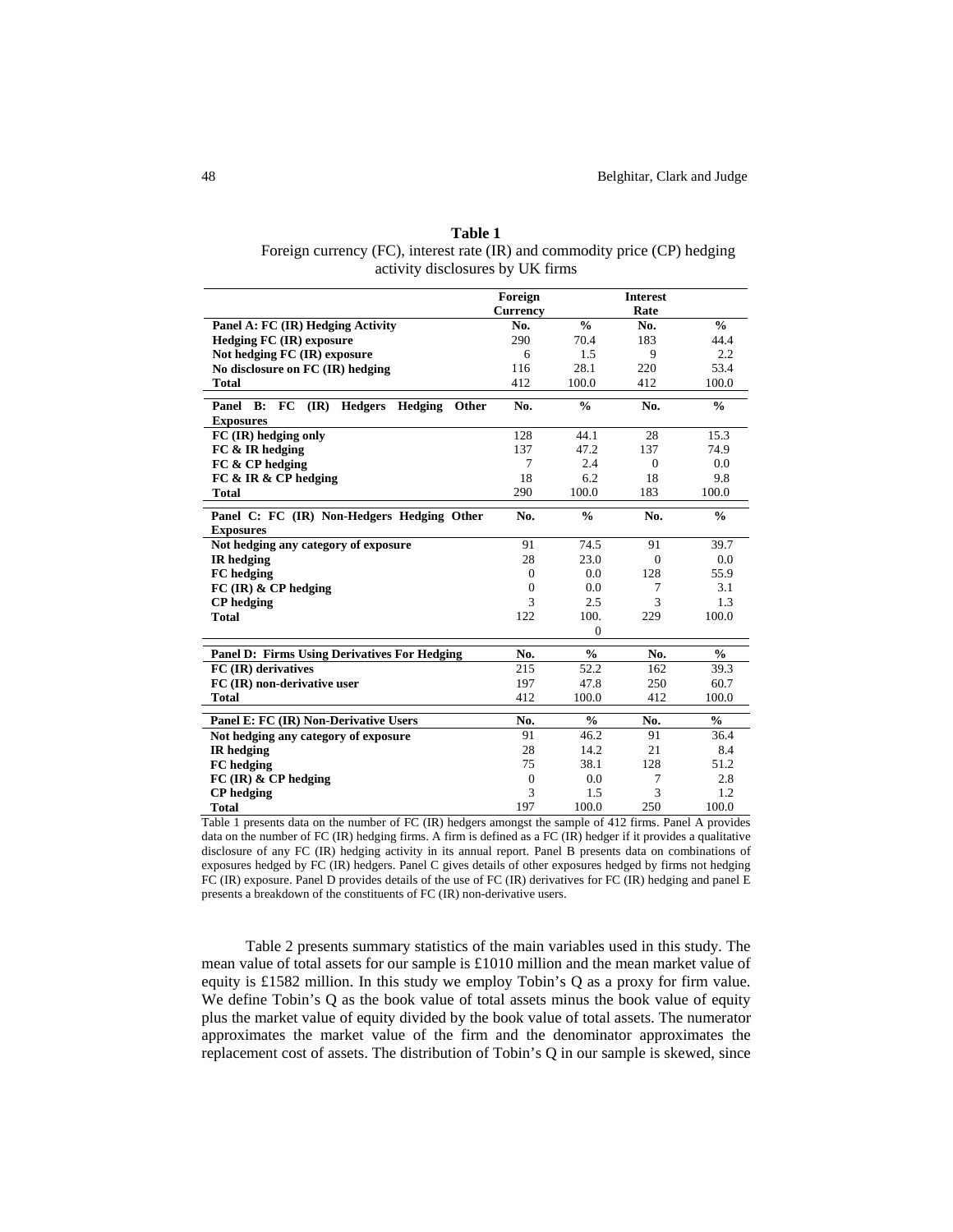**Table 1**

Foreign currency (FC), interest rate (IR) and commodity price (CP) hedging activity disclosures by UK firms

| | Foreign Currency | | Interest Rate | |
|---|---|---|---|---|
| **Panel A: FC (IR) Hedging Activity** | **No.** | **%** | **No.** | **%** |
| **Hedging FC (IR) exposure** | 290 | 70.4 | 183 | 44.4 |
| **Not hedging FC (IR) exposure** | 6 | 1.5 | 9 | 2.2 |
| **No disclosure on FC (IR) hedging** | 116 | 28.1 | 220 | 53.4 |
| **Total** | 412 | 100.0 | 412 | 100.0 |
| **Panel B: FC (IR) Hedgers Hedging Other Exposures** | **No.** | **%** | **No.** | **%** |
| **FC (IR) hedging only** | 128 | 44.1 | 28 | 15.3 |
| **FC & IR hedging** | 137 | 47.2 | 137 | 74.9 |
| **FC & CP hedging** | 7 | 2.4 | 0 | 0.0 |
| **FC & IR & CP hedging** | 18 | 6.2 | 18 | 9.8 |
| **Total** | 290 | 100.0 | 183 | 100.0 |
| **Panel C: FC (IR) Non-Hedgers Hedging Other Exposures** | **No.** | **%** | **No.** | **%** |
| **Not hedging any category of exposure** | 91 | 74.5 | 91 | 39.7 |
| **IR hedging** | 28 | 23.0 | 0 | 0.0 |
| **FC hedging** | 0 | 0.0 | 128 | 55.9 |
| **FC (IR) & CP hedging** | 0 | 0.0 | 7 | 3.1 |
| **CP hedging** | 3 | 2.5 | 3 | 1.3 |
| **Total** | 122 | 100.0 | 229 | 100.0 |
| **Panel D: Firms Using Derivatives For Hedging** | **No.** | **%** | **No.** | **%** |
| **FC (IR) derivatives** | 215 | 52.2 | 162 | 39.3 |
| **FC (IR) non-derivative user** | 197 | 47.8 | 250 | 60.7 |
| **Total** | 412 | 100.0 | 412 | 100.0 |
| **Panel E: FC (IR) Non-Derivative Users** | **No.** | **%** | **No.** | **%** |
| **Not hedging any category of exposure** | 91 | 46.2 | 91 | 36.4 |
| **IR hedging** | 28 | 14.2 | 21 | 8.4 |
| **FC hedging** | 75 | 38.1 | 128 | 51.2 |
| **FC (IR) & CP hedging** | 0 | 0.0 | 7 | 2.8 |
| **CP hedging** | 3 | 1.5 | 3 | 1.2 |
| **Total** | 197 | 100.0 | 250 | 100.0 |

Table 1 presents data on the number of FC (IR) hedgers amongst the sample of 412 firms. Panel A provides data on the number of FC (IR) hedging firms. A firm is defined as a FC (IR) hedger if it provides a qualitative disclosure of any FC (IR) hedging activity in its annual report. Panel B presents data on combinations of exposures hedged by FC (IR) hedgers. Panel C gives details of other exposures hedged by firms not hedging FC (IR) exposure. Panel D provides details of the use of FC (IR) derivatives for FC (IR) hedging and panel E presents a breakdown of the constituents of FC (IR) non-derivative users.

Table 2 presents summary statistics of the main variables used in this study. The mean value of total assets for our sample is £1010 million and the mean market value of equity is £1582 million. In this study we employ Tobin's Q as a proxy for firm value. We define Tobin's Q as the book value of total assets minus the book value of equity plus the market value of equity divided by the book value of total assets. The numerator approximates the market value of the firm and the denominator approximates the replacement cost of assets. The distribution of Tobin's Q in our sample is skewed, since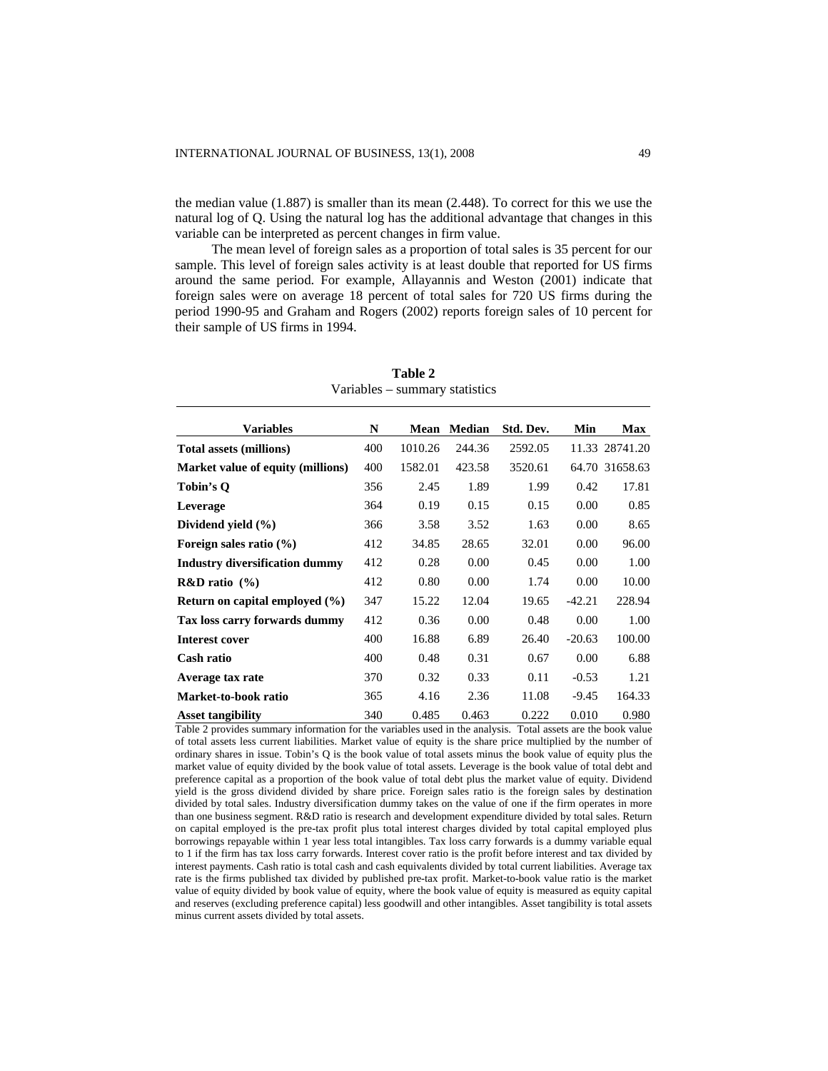the median value (1.887) is smaller than its mean (2.448). To correct for this we use the natural log of Q. Using the natural log has the additional advantage that changes in this variable can be interpreted as percent changes in firm value.

The mean level of foreign sales as a proportion of total sales is 35 percent for our sample. This level of foreign sales activity is at least double that reported for US firms around the same period. For example, Allayannis and Weston (2001) indicate that foreign sales were on average 18 percent of total sales for 720 US firms during the period 1990-95 and Graham and Rogers (2002) reports foreign sales of 10 percent for their sample of US firms in 1994.

**Table 2**
Variables – summary statistics

| Variables | N | Mean | Median | Std. Dev. | Min | Max |
|---|---|---|---|---|---|---|
| **Total assets (millions)** | 400 | 1010.26 | 244.36 | 2592.05 | 11.33 | 28741.20 |
| **Market value of equity (millions)** | 400 | 1582.01 | 423.58 | 3520.61 | 64.70 | 31658.63 |
| **Tobin's Q** | 356 | 2.45 | 1.89 | 1.99 | 0.42 | 17.81 |
| **Leverage** | 364 | 0.19 | 0.15 | 0.15 | 0.00 | 0.85 |
| **Dividend yield (%)** | 366 | 3.58 | 3.52 | 1.63 | 0.00 | 8.65 |
| **Foreign sales ratio (%)** | 412 | 34.85 | 28.65 | 32.01 | 0.00 | 96.00 |
| **Industry diversification dummy** | 412 | 0.28 | 0.00 | 0.45 | 0.00 | 1.00 |
| **R&D ratio (%)** | 412 | 0.80 | 0.00 | 1.74 | 0.00 | 10.00 |
| **Return on capital employed (%)** | 347 | 15.22 | 12.04 | 19.65 | -42.21 | 228.94 |
| **Tax loss carry forwards dummy** | 412 | 0.36 | 0.00 | 0.48 | 0.00 | 1.00 |
| **Interest cover** | 400 | 16.88 | 6.89 | 26.40 | -20.63 | 100.00 |
| **Cash ratio** | 400 | 0.48 | 0.31 | 0.67 | 0.00 | 6.88 |
| **Average tax rate** | 370 | 0.32 | 0.33 | 0.11 | -0.53 | 1.21 |
| **Market-to-book ratio** | 365 | 4.16 | 2.36 | 11.08 | -9.45 | 164.33 |
| **Asset tangibility** | 340 | 0.485 | 0.463 | 0.222 | 0.010 | 0.980 |

Table 2 provides summary information for the variables used in the analysis. Total assets are the book value of total assets less current liabilities. Market value of equity is the share price multiplied by the number of ordinary shares in issue. Tobin's Q is the book value of total assets minus the book value of equity plus the market value of equity divided by the book value of total assets. Leverage is the book value of total debt and preference capital as a proportion of the book value of total debt plus the market value of equity. Dividend yield is the gross dividend divided by share price. Foreign sales ratio is the foreign sales by destination divided by total sales. Industry diversification dummy takes on the value of one if the firm operates in more than one business segment. R&D ratio is research and development expenditure divided by total sales. Return on capital employed is the pre-tax profit plus total interest charges divided by total capital employed plus borrowings repayable within 1 year less total intangibles. Tax loss carry forwards is a dummy variable equal to 1 if the firm has tax loss carry forwards. Interest cover ratio is the profit before interest and tax divided by interest payments. Cash ratio is total cash and cash equivalents divided by total current liabilities. Average tax rate is the firms published tax divided by published pre-tax profit. Market-to-book value ratio is the market value of equity divided by book value of equity, where the book value of equity is measured as equity capital and reserves (excluding preference capital) less goodwill and other intangibles. Asset tangibility is total assets minus current assets divided by total assets.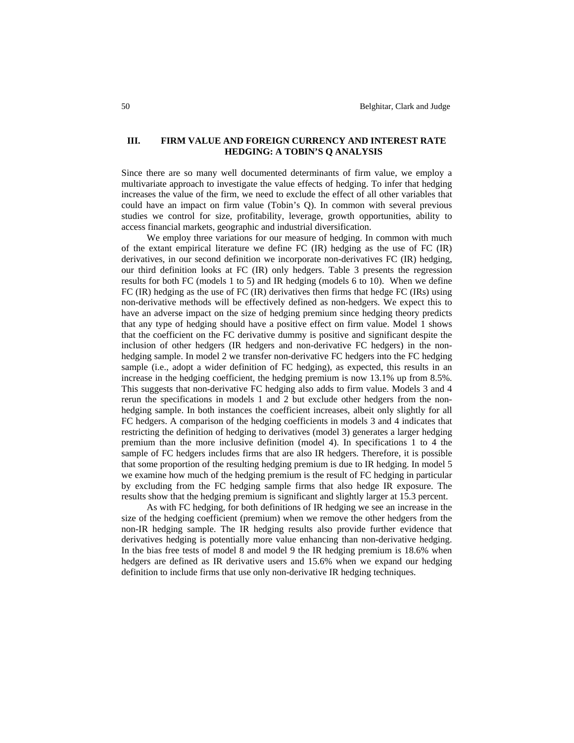## III. FIRM VALUE AND FOREIGN CURRENCY AND INTEREST RATE HEDGING: A TOBIN'S Q ANALYSIS

Since there are so many well documented determinants of firm value, we employ a multivariate approach to investigate the value effects of hedging. To infer that hedging increases the value of the firm, we need to exclude the effect of all other variables that could have an impact on firm value (Tobin's Q). In common with several previous studies we control for size, profitability, leverage, growth opportunities, ability to access financial markets, geographic and industrial diversification.

We employ three variations for our measure of hedging. In common with much of the extant empirical literature we define FC (IR) hedging as the use of FC (IR) derivatives, in our second definition we incorporate non-derivatives FC (IR) hedging, our third definition looks at FC (IR) only hedgers. Table 3 presents the regression results for both FC (models 1 to 5) and IR hedging (models 6 to 10). When we define FC (IR) hedging as the use of FC (IR) derivatives then firms that hedge FC (IRs) using non-derivative methods will be effectively defined as non-hedgers. We expect this to have an adverse impact on the size of hedging premium since hedging theory predicts that any type of hedging should have a positive effect on firm value. Model 1 shows that the coefficient on the FC derivative dummy is positive and significant despite the inclusion of other hedgers (IR hedgers and non-derivative FC hedgers) in the non-hedging sample. In model 2 we transfer non-derivative FC hedgers into the FC hedging sample (i.e., adopt a wider definition of FC hedging), as expected, this results in an increase in the hedging coefficient, the hedging premium is now 13.1% up from 8.5%. This suggests that non-derivative FC hedging also adds to firm value. Models 3 and 4 rerun the specifications in models 1 and 2 but exclude other hedgers from the non-hedging sample. In both instances the coefficient increases, albeit only slightly for all FC hedgers. A comparison of the hedging coefficients in models 3 and 4 indicates that restricting the definition of hedging to derivatives (model 3) generates a larger hedging premium than the more inclusive definition (model 4). In specifications 1 to 4 the sample of FC hedgers includes firms that are also IR hedgers. Therefore, it is possible that some proportion of the resulting hedging premium is due to IR hedging. In model 5 we examine how much of the hedging premium is the result of FC hedging in particular by excluding from the FC hedging sample firms that also hedge IR exposure. The results show that the hedging premium is significant and slightly larger at 15.3 percent.

As with FC hedging, for both definitions of IR hedging we see an increase in the size of the hedging coefficient (premium) when we remove the other hedgers from the non-IR hedging sample. The IR hedging results also provide further evidence that derivatives hedging is potentially more value enhancing than non-derivative hedging. In the bias free tests of model 8 and model 9 the IR hedging premium is 18.6% when hedgers are defined as IR derivative users and 15.6% when we expand our hedging definition to include firms that use only non-derivative IR hedging techniques.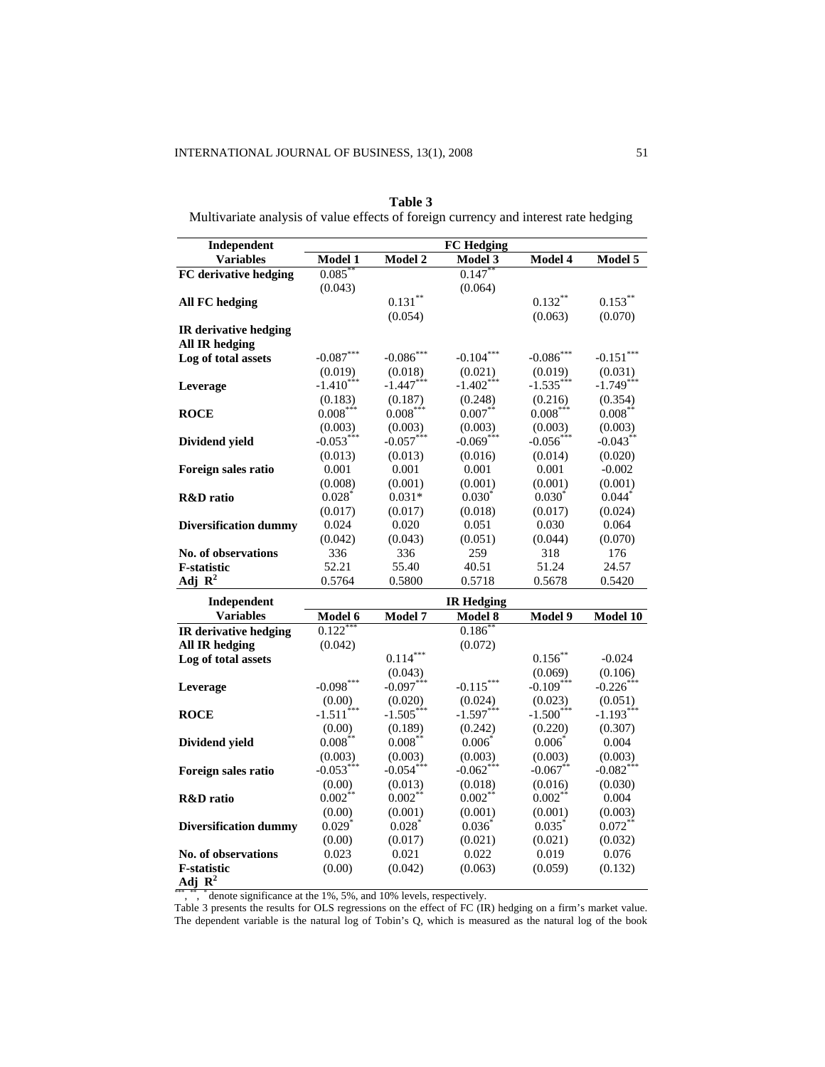**Table 3**
Multivariate analysis of value effects of foreign currency and interest rate hedging

| Independent Variables | FC Hedging | | | | |
|---|---|---|---|---|---|
| | Model 1 | Model 2 | Model 3 | Model 4 | Model 5 |
| **FC derivative hedging** | 0.085** | | 0.147** | | |
| | (0.043) | | (0.064) | | |
| **All FC hedging** | | 0.131** | | 0.132** | 0.153** |
| | | (0.054) | | (0.063) | (0.070) |
| **IR derivative hedging** | | | | | |
| **All IR hedging** | | | | | |
| **Log of total assets** | -0.087*** | -0.086*** | -0.104*** | -0.086*** | -0.151*** |
| | (0.019) | (0.018) | (0.021) | (0.019) | (0.031) |
| **Leverage** | -1.410*** | -1.447*** | -1.402*** | -1.535*** | -1.749*** |
| | (0.183) | (0.187) | (0.248) | (0.216) | (0.354) |
| **ROCE** | 0.008*** | 0.008*** | 0.007** | 0.008*** | 0.008** |
| | (0.003) | (0.003) | (0.003) | (0.003) | (0.003) |
| **Dividend yield** | -0.053*** | -0.057*** | -0.069*** | -0.056*** | -0.043** |
| | (0.013) | (0.013) | (0.016) | (0.014) | (0.020) |
| **Foreign sales ratio** | 0.001 | 0.001 | 0.001 | 0.001 | -0.002 |
| | (0.008) | (0.001) | (0.001) | (0.001) | (0.001) |
| **R&D ratio** | 0.028* | 0.031* | 0.030* | 0.030* | 0.044* |
| | (0.017) | (0.017) | (0.018) | (0.017) | (0.024) |
| **Diversification dummy** | 0.024 | 0.020 | 0.051 | 0.030 | 0.064 |
| | (0.042) | (0.043) | (0.051) | (0.044) | (0.070) |
| **No. of observations** | 336 | 336 | 259 | 318 | 176 |
| **F-statistic** | 52.21 | 55.40 | 40.51 | 51.24 | 24.57 |
| **Adj $R^2$** | 0.5764 | 0.5800 | 0.5718 | 0.5678 | 0.5420 |

| Independent Variables | IR Hedging | | | | |
|---|---|---|---|---|---|
| | Model 6 | Model 7 | Model 8 | Model 9 | Model 10 |
| **IR derivative hedging** | 0.122*** | | 0.186** | | |
| **All IR hedging** | (0.042) | | (0.072) | | |
| **Log of total assets** | | 0.114*** | | 0.156** | -0.024 |
| | | (0.043) | | (0.069) | (0.106) |
| **Leverage** | -0.098*** | -0.097*** | -0.115*** | -0.109*** | -0.226*** |
| | (0.00) | (0.020) | (0.024) | (0.023) | (0.051) |
| **ROCE** | -1.511*** | -1.505*** | -1.597*** | -1.500*** | -1.193*** |
| | (0.00) | (0.189) | (0.242) | (0.220) | (0.307) |
| **Dividend yield** | 0.008** | 0.008** | 0.006* | 0.006* | 0.004 |
| | (0.003) | (0.003) | (0.003) | (0.003) | (0.003) |
| **Foreign sales ratio** | -0.053*** | -0.054*** | -0.062*** | -0.067** | -0.082*** |
| | (0.00) | (0.013) | (0.018) | (0.016) | (0.030) |
| **R&D ratio** | 0.002** | 0.002** | 0.002** | 0.002** | 0.004 |
| | (0.00) | (0.001) | (0.001) | (0.001) | (0.003) |
| **Diversification dummy** | 0.029* | 0.028* | 0.036* | 0.035* | 0.072** |
| | (0.00) | (0.017) | (0.021) | (0.021) | (0.032) |
| **No. of observations** | 0.023 | 0.021 | 0.022 | 0.019 | 0.076 |
| **F-statistic** | (0.00) | (0.042) | (0.063) | (0.059) | (0.132) |
| **Adj $R^2$** | | | | | |

***, **, * denote significance at the 1%, 5%, and 10% levels, respectively.

Table 3 presents the results for OLS regressions on the effect of FC (IR) hedging on a firm's market value. The dependent variable is the natural log of Tobin's Q, which is measured as the natural log of the book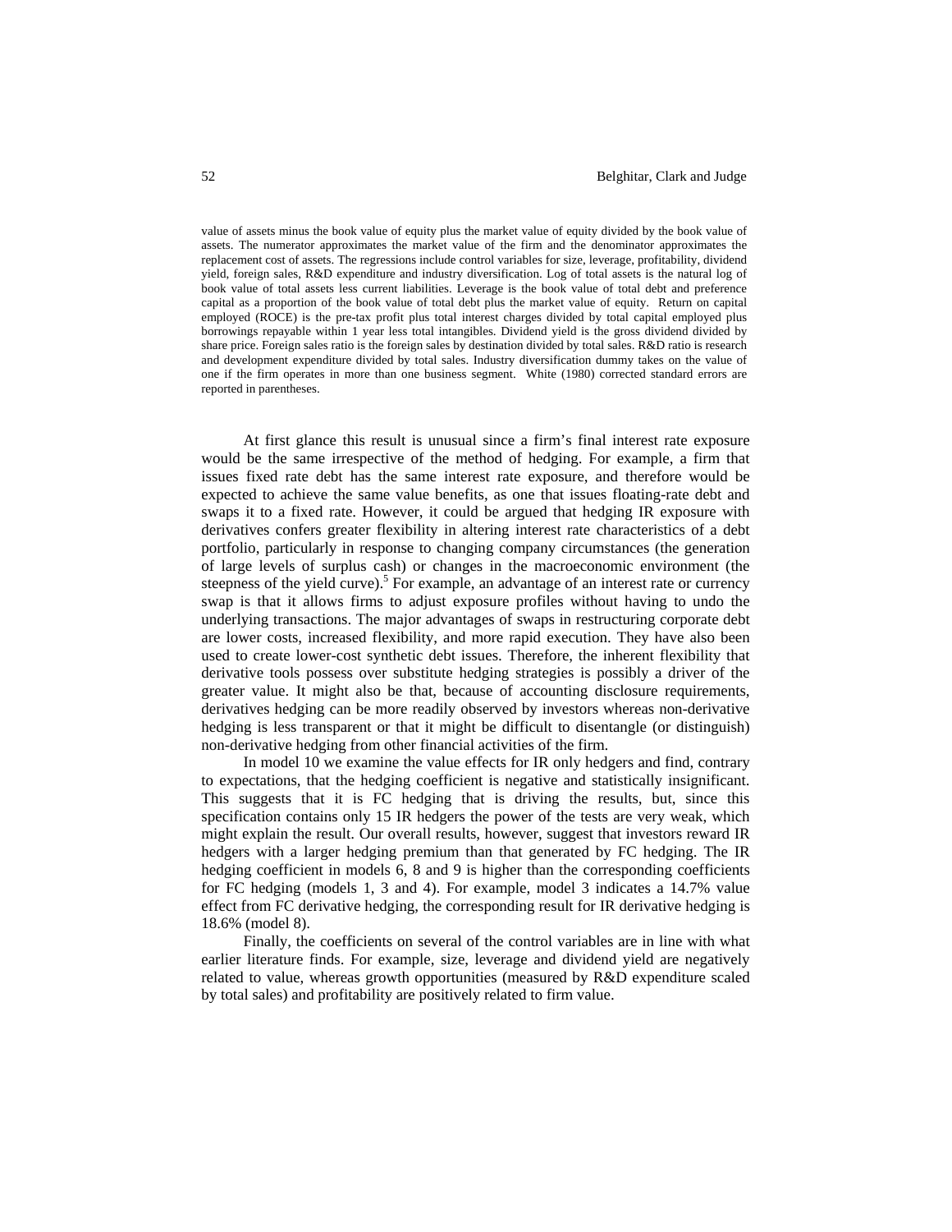value of assets minus the book value of equity plus the market value of equity divided by the book value of assets. The numerator approximates the market value of the firm and the denominator approximates the replacement cost of assets. The regressions include control variables for size, leverage, profitability, dividend yield, foreign sales, R&D expenditure and industry diversification. Log of total assets is the natural log of book value of total assets less current liabilities. Leverage is the book value of total debt and preference capital as a proportion of the book value of total debt plus the market value of equity. Return on capital employed (ROCE) is the pre-tax profit plus total interest charges divided by total capital employed plus borrowings repayable within 1 year less total intangibles. Dividend yield is the gross dividend divided by share price. Foreign sales ratio is the foreign sales by destination divided by total sales. R&D ratio is research and development expenditure divided by total sales. Industry diversification dummy takes on the value of one if the firm operates in more than one business segment. White (1980) corrected standard errors are reported in parentheses.

At first glance this result is unusual since a firm's final interest rate exposure would be the same irrespective of the method of hedging. For example, a firm that issues fixed rate debt has the same interest rate exposure, and therefore would be expected to achieve the same value benefits, as one that issues floating-rate debt and swaps it to a fixed rate. However, it could be argued that hedging IR exposure with derivatives confers greater flexibility in altering interest rate characteristics of a debt portfolio, particularly in response to changing company circumstances (the generation of large levels of surplus cash) or changes in the macroeconomic environment (the steepness of the yield curve).[5] For example, an advantage of an interest rate or currency swap is that it allows firms to adjust exposure profiles without having to undo the underlying transactions. The major advantages of swaps in restructuring corporate debt are lower costs, increased flexibility, and more rapid execution. They have also been used to create lower-cost synthetic debt issues. Therefore, the inherent flexibility that derivative tools possess over substitute hedging strategies is possibly a driver of the greater value. It might also be that, because of accounting disclosure requirements, derivatives hedging can be more readily observed by investors whereas non-derivative hedging is less transparent or that it might be difficult to disentangle (or distinguish) non-derivative hedging from other financial activities of the firm.

In model 10 we examine the value effects for IR only hedgers and find, contrary to expectations, that the hedging coefficient is negative and statistically insignificant. This suggests that it is FC hedging that is driving the results, but, since this specification contains only 15 IR hedgers the power of the tests are very weak, which might explain the result. Our overall results, however, suggest that investors reward IR hedgers with a larger hedging premium than that generated by FC hedging. The IR hedging coefficient in models 6, 8 and 9 is higher than the corresponding coefficients for FC hedging (models 1, 3 and 4). For example, model 3 indicates a 14.7% value effect from FC derivative hedging, the corresponding result for IR derivative hedging is 18.6% (model 8).

Finally, the coefficients on several of the control variables are in line with what earlier literature finds. For example, size, leverage and dividend yield are negatively related to value, whereas growth opportunities (measured by R&D expenditure scaled by total sales) and profitability are positively related to firm value.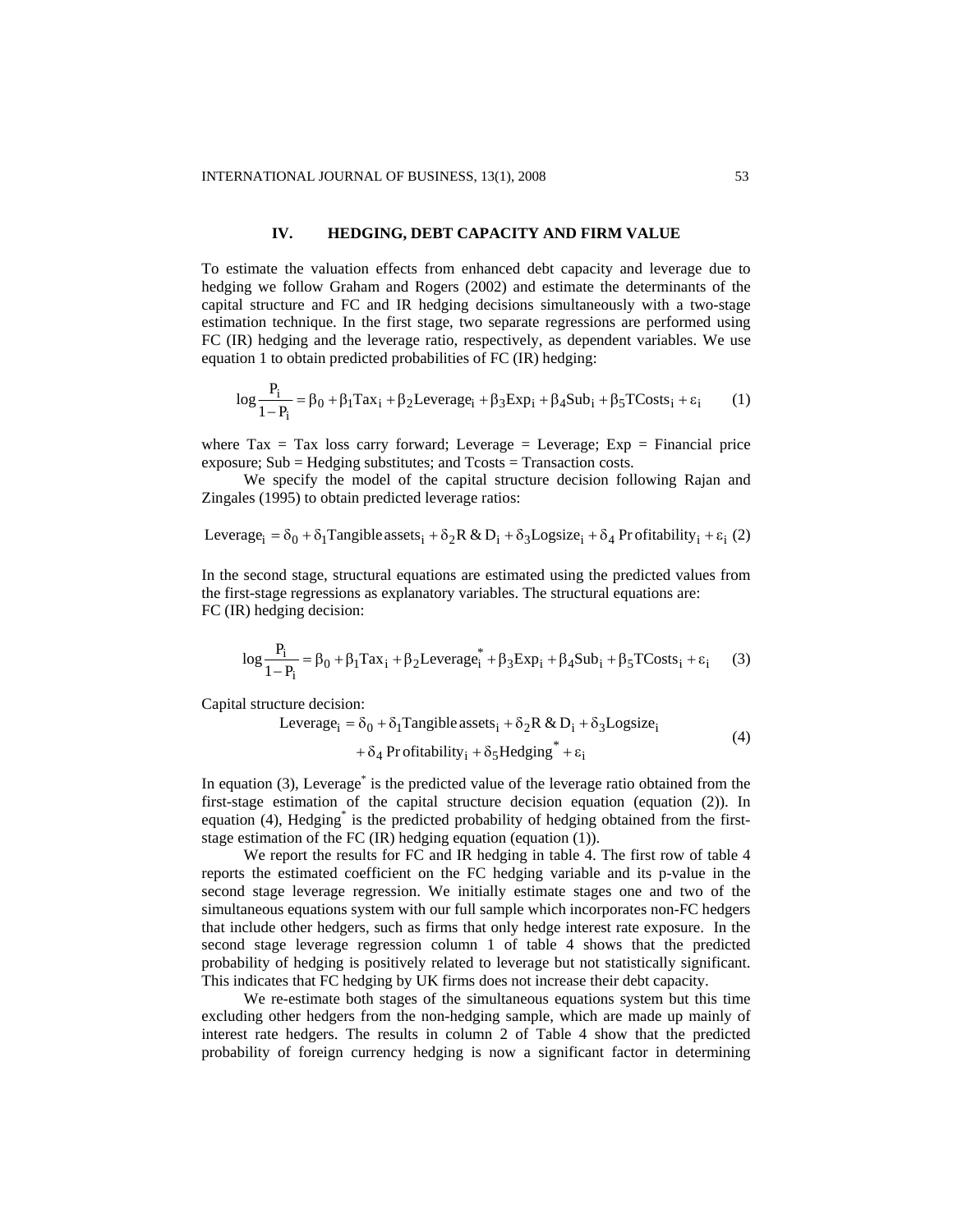## IV. HEDGING, DEBT CAPACITY AND FIRM VALUE

To estimate the valuation effects from enhanced debt capacity and leverage due to hedging we follow Graham and Rogers (2002) and estimate the determinants of the capital structure and FC and IR hedging decisions simultaneously with a two-stage estimation technique. In the first stage, two separate regressions are performed using FC (IR) hedging and the leverage ratio, respectively, as dependent variables. We use equation 1 to obtain predicted probabilities of FC (IR) hedging:

$$\log \frac{P_i}{1-P_i} = \beta_0 + \beta_1 \text{Tax}_i + \beta_2 \text{Leverage}_i + \beta_3 \text{Exp}_i + \beta_4 \text{Sub}_i + \beta_5 \text{TCosts}_i + \varepsilon_i \qquad (1)$$

where Tax = Tax loss carry forward; Leverage = Leverage; Exp = Financial price exposure; Sub = Hedging substitutes; and Tcosts = Transaction costs.

We specify the model of the capital structure decision following Rajan and Zingales (1995) to obtain predicted leverage ratios:

$$\text{Leverage}_i = \delta_0 + \delta_1 \text{Tangible assets}_i + \delta_2 \text{R \& D}_i + \delta_3 \text{Logsize}_i + \delta_4 \text{Profitability}_i + \varepsilon_i \qquad (2)$$

In the second stage, structural equations are estimated using the predicted values from the first-stage regressions as explanatory variables. The structural equations are:
FC (IR) hedging decision:

$$\log \frac{P_i}{1-P_i} = \beta_0 + \beta_1 \text{Tax}_i + \beta_2 \text{Leverage}_i^* + \beta_3 \text{Exp}_i + \beta_4 \text{Sub}_i + \beta_5 \text{TCosts}_i + \varepsilon_i \qquad (3)$$

Capital structure decision:

$$\begin{aligned} \text{Leverage}_i = {} & \delta_0 + \delta_1 \text{Tangible assets}_i + \delta_2 \text{R \& D}_i + \delta_3 \text{Logsize}_i \\ & + \delta_4 \text{Profitability}_i + \delta_5 \text{Hedging}^* + \varepsilon_i \end{aligned} \qquad (4)$$

In equation (3), $\text{Leverage}^*$ is the predicted value of the leverage ratio obtained from the first-stage estimation of the capital structure decision equation (equation (2)). In equation (4), $\text{Hedging}^*$ is the predicted probability of hedging obtained from the first-stage estimation of the FC (IR) hedging equation (equation (1)).

We report the results for FC and IR hedging in table 4. The first row of table 4 reports the estimated coefficient on the FC hedging variable and its p-value in the second stage leverage regression. We initially estimate stages one and two of the simultaneous equations system with our full sample which incorporates non-FC hedgers that include other hedgers, such as firms that only hedge interest rate exposure. In the second stage leverage regression column 1 of table 4 shows that the predicted probability of hedging is positively related to leverage but not statistically significant. This indicates that FC hedging by UK firms does not increase their debt capacity.

We re-estimate both stages of the simultaneous equations system but this time excluding other hedgers from the non-hedging sample, which are made up mainly of interest rate hedgers. The results in column 2 of Table 4 show that the predicted probability of foreign currency hedging is now a significant factor in determining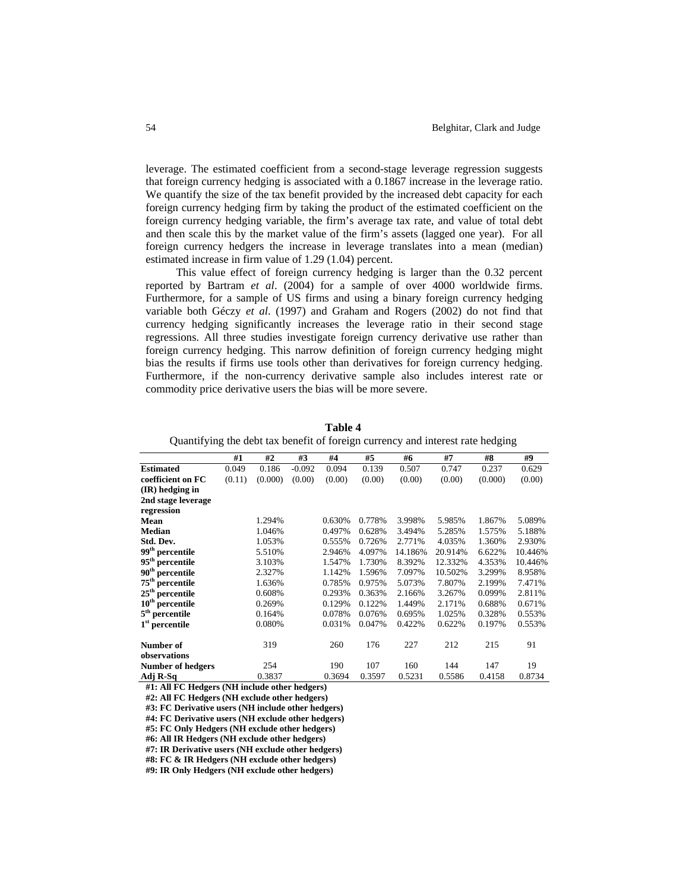leverage. The estimated coefficient from a second-stage leverage regression suggests that foreign currency hedging is associated with a 0.1867 increase in the leverage ratio. We quantify the size of the tax benefit provided by the increased debt capacity for each foreign currency hedging firm by taking the product of the estimated coefficient on the foreign currency hedging variable, the firm's average tax rate, and value of total debt and then scale this by the market value of the firm's assets (lagged one year). For all foreign currency hedgers the increase in leverage translates into a mean (median) estimated increase in firm value of 1.29 (1.04) percent.

This value effect of foreign currency hedging is larger than the 0.32 percent reported by Bartram *et al*. (2004) for a sample of over 4000 worldwide firms. Furthermore, for a sample of US firms and using a binary foreign currency hedging variable both Géczy *et al*. (1997) and Graham and Rogers (2002) do not find that currency hedging significantly increases the leverage ratio in their second stage regressions. All three studies investigate foreign currency derivative use rather than foreign currency hedging. This narrow definition of foreign currency hedging might bias the results if firms use tools other than derivatives for foreign currency hedging. Furthermore, if the non-currency derivative sample also includes interest rate or commodity price derivative users the bias will be more severe.

**Table 4**

Quantifying the debt tax benefit of foreign currency and interest rate hedging

| | #1 | #2 | #3 | #4 | #5 | #6 | #7 | #8 | #9 |
|---|---|---|---|---|---|---|---|---|---|
| **Estimated coefficient on FC (IR) hedging in 2nd stage leverage regression** | 0.049 (0.11) | 0.186 (0.000) | -0.092 (0.00) | 0.094 (0.00) | 0.139 (0.00) | 0.507 (0.00) | 0.747 (0.00) | 0.237 (0.000) | 0.629 (0.00) |
| **Mean** | | 1.294% | | 0.630% | 0.778% | 3.998% | 5.985% | 1.867% | 5.089% |
| **Median** | | 1.046% | | 0.497% | 0.628% | 3.494% | 5.285% | 1.575% | 5.188% |
| **Std. Dev.** | | 1.053% | | 0.555% | 0.726% | 2.771% | 4.035% | 1.360% | 2.930% |
| **99th percentile** | | 5.510% | | 2.946% | 4.097% | 14.186% | 20.914% | 6.622% | 10.446% |
| **95th percentile** | | 3.103% | | 1.547% | 1.730% | 8.392% | 12.332% | 4.353% | 10.446% |
| **90th percentile** | | 2.327% | | 1.142% | 1.596% | 7.097% | 10.502% | 3.299% | 8.958% |
| **75th percentile** | | 1.636% | | 0.785% | 0.975% | 5.073% | 7.807% | 2.199% | 7.471% |
| **25th percentile** | | 0.608% | | 0.293% | 0.363% | 2.166% | 3.267% | 0.099% | 2.811% |
| **10th percentile** | | 0.269% | | 0.129% | 0.122% | 1.449% | 2.171% | 0.688% | 0.671% |
| **5th percentile** | | 0.164% | | 0.078% | 0.076% | 0.695% | 1.025% | 0.328% | 0.553% |
| **1st percentile** | | 0.080% | | 0.031% | 0.047% | 0.422% | 0.622% | 0.197% | 0.553% |
| **Number of observations** | | 319 | | 260 | 176 | 227 | 212 | 215 | 91 |
| **Number of hedgers** | | 254 | | 190 | 107 | 160 | 144 | 147 | 19 |
| **Adj R-Sq** | | 0.3837 | | 0.3694 | 0.3597 | 0.5231 | 0.5586 | 0.4158 | 0.8734 |

**#1: All FC Hedgers (NH include other hedgers)**
**#2: All FC Hedgers (NH exclude other hedgers)**
**#3: FC Derivative users (NH include other hedgers)**
**#4: FC Derivative users (NH exclude other hedgers)**
**#5: FC Only Hedgers (NH exclude other hedgers)**
**#6: All IR Hedgers (NH exclude other hedgers)**
**#7: IR Derivative users (NH exclude other hedgers)**
**#8: FC & IR Hedgers (NH exclude other hedgers)**
**#9: IR Only Hedgers (NH exclude other hedgers)**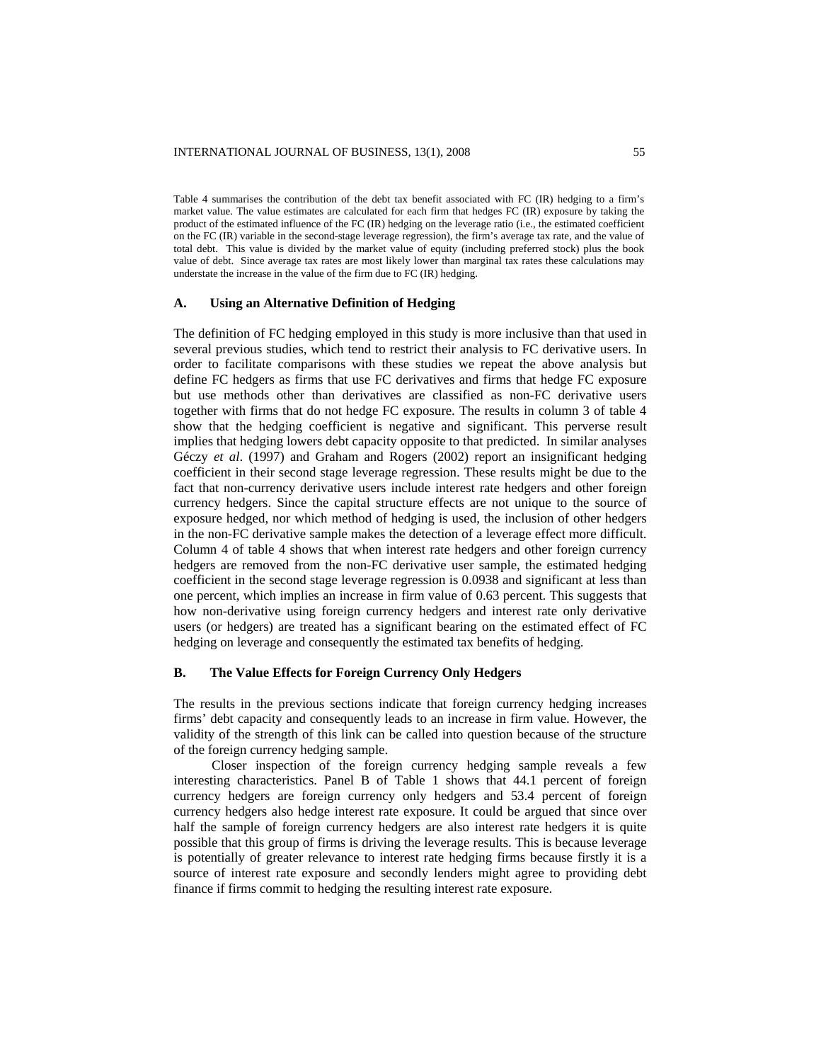Table 4 summarises the contribution of the debt tax benefit associated with FC (IR) hedging to a firm's market value. The value estimates are calculated for each firm that hedges FC (IR) exposure by taking the product of the estimated influence of the FC (IR) hedging on the leverage ratio (i.e., the estimated coefficient on the FC (IR) variable in the second-stage leverage regression), the firm's average tax rate, and the value of total debt. This value is divided by the market value of equity (including preferred stock) plus the book value of debt. Since average tax rates are most likely lower than marginal tax rates these calculations may understate the increase in the value of the firm due to FC (IR) hedging.

### A. Using an Alternative Definition of Hedging

The definition of FC hedging employed in this study is more inclusive than that used in several previous studies, which tend to restrict their analysis to FC derivative users. In order to facilitate comparisons with these studies we repeat the above analysis but define FC hedgers as firms that use FC derivatives and firms that hedge FC exposure but use methods other than derivatives are classified as non-FC derivative users together with firms that do not hedge FC exposure. The results in column 3 of table 4 show that the hedging coefficient is negative and significant. This perverse result implies that hedging lowers debt capacity opposite to that predicted. In similar analyses Géczy *et al*. (1997) and Graham and Rogers (2002) report an insignificant hedging coefficient in their second stage leverage regression. These results might be due to the fact that non-currency derivative users include interest rate hedgers and other foreign currency hedgers. Since the capital structure effects are not unique to the source of exposure hedged, nor which method of hedging is used, the inclusion of other hedgers in the non-FC derivative sample makes the detection of a leverage effect more difficult. Column 4 of table 4 shows that when interest rate hedgers and other foreign currency hedgers are removed from the non-FC derivative user sample, the estimated hedging coefficient in the second stage leverage regression is 0.0938 and significant at less than one percent, which implies an increase in firm value of 0.63 percent. This suggests that how non-derivative using foreign currency hedgers and interest rate only derivative users (or hedgers) are treated has a significant bearing on the estimated effect of FC hedging on leverage and consequently the estimated tax benefits of hedging.

### B. The Value Effects for Foreign Currency Only Hedgers

The results in the previous sections indicate that foreign currency hedging increases firms' debt capacity and consequently leads to an increase in firm value. However, the validity of the strength of this link can be called into question because of the structure of the foreign currency hedging sample.

Closer inspection of the foreign currency hedging sample reveals a few interesting characteristics. Panel B of Table 1 shows that 44.1 percent of foreign currency hedgers are foreign currency only hedgers and 53.4 percent of foreign currency hedgers also hedge interest rate exposure. It could be argued that since over half the sample of foreign currency hedgers are also interest rate hedgers it is quite possible that this group of firms is driving the leverage results. This is because leverage is potentially of greater relevance to interest rate hedging firms because firstly it is a source of interest rate exposure and secondly lenders might agree to providing debt finance if firms commit to hedging the resulting interest rate exposure.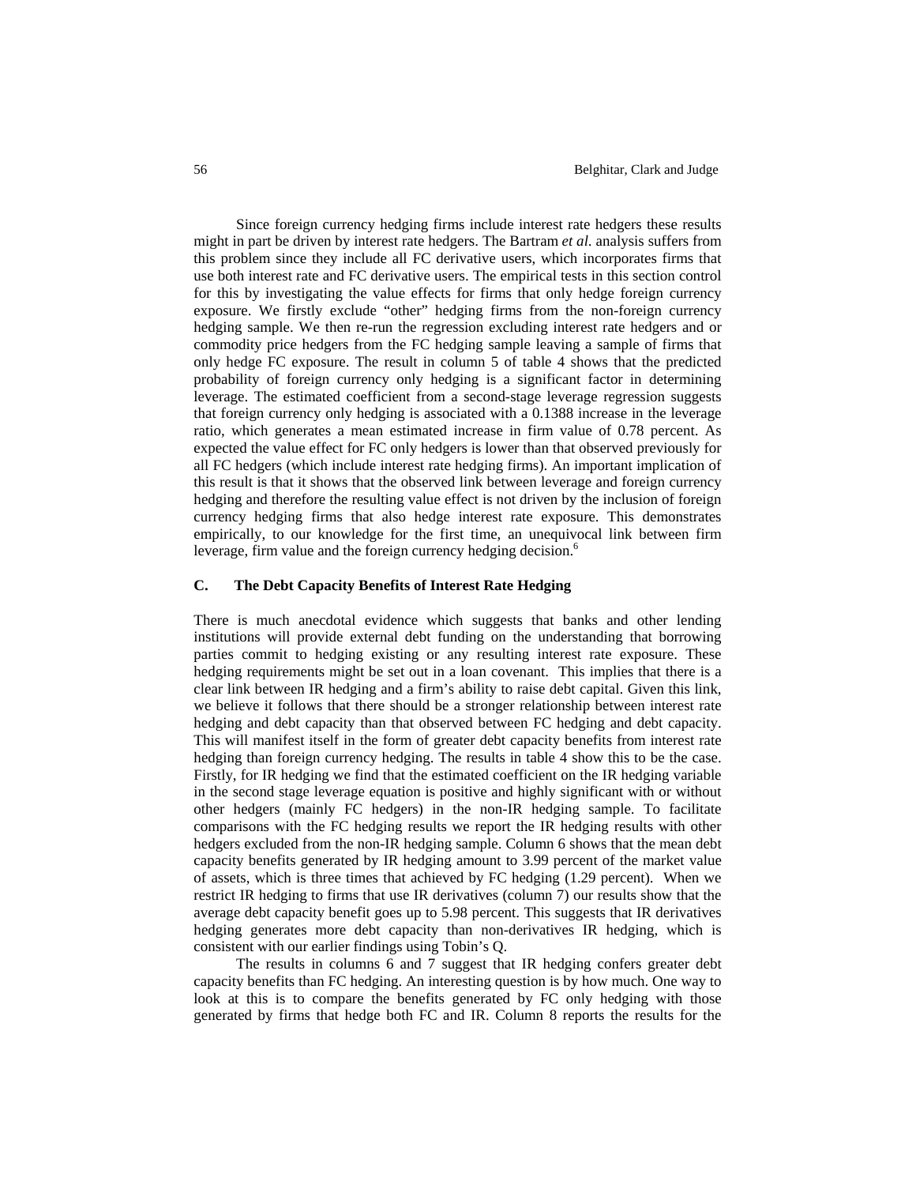Since foreign currency hedging firms include interest rate hedgers these results might in part be driven by interest rate hedgers. The Bartram *et al.* analysis suffers from this problem since they include all FC derivative users, which incorporates firms that use both interest rate and FC derivative users. The empirical tests in this section control for this by investigating the value effects for firms that only hedge foreign currency exposure. We firstly exclude "other" hedging firms from the non-foreign currency hedging sample. We then re-run the regression excluding interest rate hedgers and or commodity price hedgers from the FC hedging sample leaving a sample of firms that only hedge FC exposure. The result in column 5 of table 4 shows that the predicted probability of foreign currency only hedging is a significant factor in determining leverage. The estimated coefficient from a second-stage leverage regression suggests that foreign currency only hedging is associated with a 0.1388 increase in the leverage ratio, which generates a mean estimated increase in firm value of 0.78 percent. As expected the value effect for FC only hedgers is lower than that observed previously for all FC hedgers (which include interest rate hedging firms). An important implication of this result is that it shows that the observed link between leverage and foreign currency hedging and therefore the resulting value effect is not driven by the inclusion of foreign currency hedging firms that also hedge interest rate exposure. This demonstrates empirically, to our knowledge for the first time, an unequivocal link between firm leverage, firm value and the foreign currency hedging decision.[6]

### C. The Debt Capacity Benefits of Interest Rate Hedging

There is much anecdotal evidence which suggests that banks and other lending institutions will provide external debt funding on the understanding that borrowing parties commit to hedging existing or any resulting interest rate exposure. These hedging requirements might be set out in a loan covenant. This implies that there is a clear link between IR hedging and a firm's ability to raise debt capital. Given this link, we believe it follows that there should be a stronger relationship between interest rate hedging and debt capacity than that observed between FC hedging and debt capacity. This will manifest itself in the form of greater debt capacity benefits from interest rate hedging than foreign currency hedging. The results in table 4 show this to be the case. Firstly, for IR hedging we find that the estimated coefficient on the IR hedging variable in the second stage leverage equation is positive and highly significant with or without other hedgers (mainly FC hedgers) in the non-IR hedging sample. To facilitate comparisons with the FC hedging results we report the IR hedging results with other hedgers excluded from the non-IR hedging sample. Column 6 shows that the mean debt capacity benefits generated by IR hedging amount to 3.99 percent of the market value of assets, which is three times that achieved by FC hedging (1.29 percent). When we restrict IR hedging to firms that use IR derivatives (column 7) our results show that the average debt capacity benefit goes up to 5.98 percent. This suggests that IR derivatives hedging generates more debt capacity than non-derivatives IR hedging, which is consistent with our earlier findings using Tobin's Q.

The results in columns 6 and 7 suggest that IR hedging confers greater debt capacity benefits than FC hedging. An interesting question is by how much. One way to look at this is to compare the benefits generated by FC only hedging with those generated by firms that hedge both FC and IR. Column 8 reports the results for the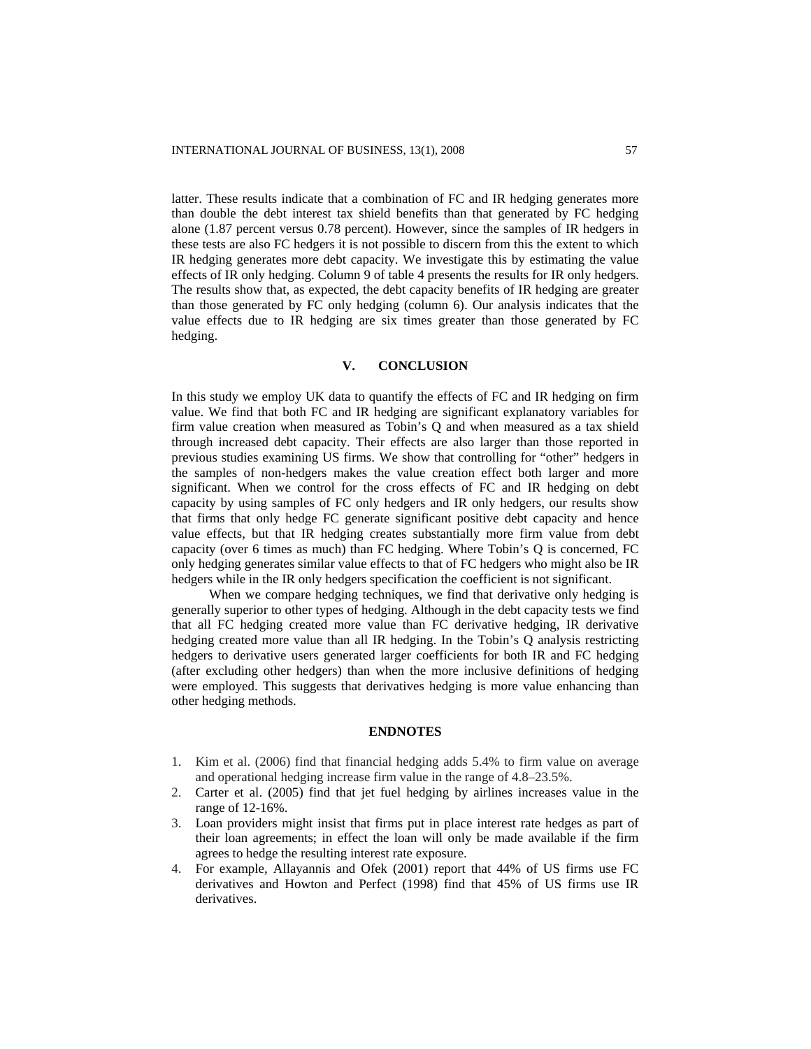latter. These results indicate that a combination of FC and IR hedging generates more than double the debt interest tax shield benefits than that generated by FC hedging alone (1.87 percent versus 0.78 percent). However, since the samples of IR hedgers in these tests are also FC hedgers it is not possible to discern from this the extent to which IR hedging generates more debt capacity. We investigate this by estimating the value effects of IR only hedging. Column 9 of table 4 presents the results for IR only hedgers. The results show that, as expected, the debt capacity benefits of IR hedging are greater than those generated by FC only hedging (column 6). Our analysis indicates that the value effects due to IR hedging are six times greater than those generated by FC hedging.

## V. CONCLUSION

In this study we employ UK data to quantify the effects of FC and IR hedging on firm value. We find that both FC and IR hedging are significant explanatory variables for firm value creation when measured as Tobin's Q and when measured as a tax shield through increased debt capacity. Their effects are also larger than those reported in previous studies examining US firms. We show that controlling for "other" hedgers in the samples of non-hedgers makes the value creation effect both larger and more significant. When we control for the cross effects of FC and IR hedging on debt capacity by using samples of FC only hedgers and IR only hedgers, our results show that firms that only hedge FC generate significant positive debt capacity and hence value effects, but that IR hedging creates substantially more firm value from debt capacity (over 6 times as much) than FC hedging. Where Tobin's Q is concerned, FC only hedging generates similar value effects to that of FC hedgers who might also be IR hedgers while in the IR only hedgers specification the coefficient is not significant.

When we compare hedging techniques, we find that derivative only hedging is generally superior to other types of hedging. Although in the debt capacity tests we find that all FC hedging created more value than FC derivative hedging, IR derivative hedging created more value than all IR hedging. In the Tobin's Q analysis restricting hedgers to derivative users generated larger coefficients for both IR and FC hedging (after excluding other hedgers) than when the more inclusive definitions of hedging were employed. This suggests that derivatives hedging is more value enhancing than other hedging methods.

## ENDNOTES

1. Kim et al. (2006) find that financial hedging adds 5.4% to firm value on average and operational hedging increase firm value in the range of 4.8–23.5%.
2. Carter et al. (2005) find that jet fuel hedging by airlines increases value in the range of 12-16%.
3. Loan providers might insist that firms put in place interest rate hedges as part of their loan agreements; in effect the loan will only be made available if the firm agrees to hedge the resulting interest rate exposure.
4. For example, Allayannis and Ofek (2001) report that 44% of US firms use FC derivatives and Howton and Perfect (1998) find that 45% of US firms use IR derivatives.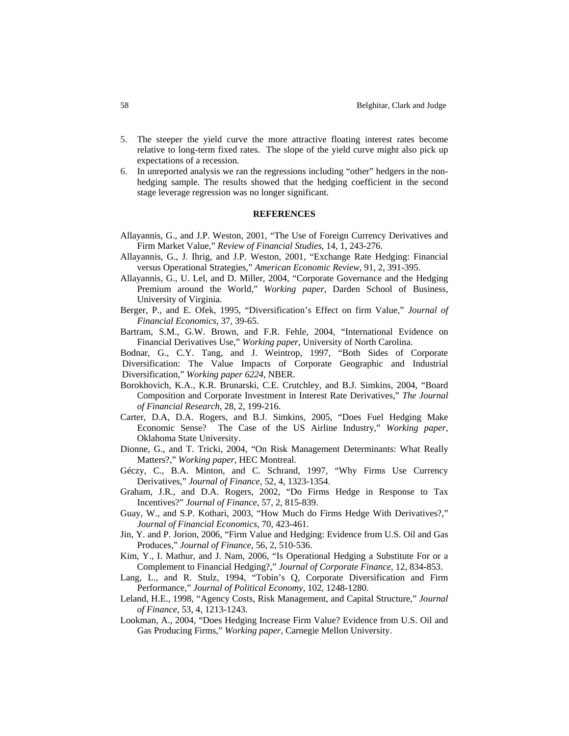5. The steeper the yield curve the more attractive floating interest rates become relative to long-term fixed rates. The slope of the yield curve might also pick up expectations of a recession.
6. In unreported analysis we ran the regressions including "other" hedgers in the non-hedging sample. The results showed that the hedging coefficient in the second stage leverage regression was no longer significant.

## REFERENCES

Allayannis, G., and J.P. Weston, 2001, "The Use of Foreign Currency Derivatives and Firm Market Value," *Review of Financial Studies*, 14, 1, 243-276.

Allayannis, G., J. Ihrig, and J.P. Weston, 2001, "Exchange Rate Hedging: Financial versus Operational Strategies," *American Economic Review*, 91, 2, 391-395.

Allayannis, G., U. Lel, and D. Miller, 2004, "Corporate Governance and the Hedging Premium around the World," *Working paper*, Darden School of Business, University of Virginia.

Berger, P., and E. Ofek, 1995, "Diversification's Effect on firm Value," *Journal of Financial Economics*, 37, 39-65.

Bartram, S.M., G.W. Brown, and F.R. Fehle, 2004, "International Evidence on Financial Derivatives Use," *Working paper*, University of North Carolina.

Bodnar, G., C.Y. Tang, and J. Weintrop, 1997, "Both Sides of Corporate Diversification: The Value Impacts of Corporate Geographic and Industrial Diversification," *Working paper 6224*, NBER.

Borokhovich, K.A., K.R. Brunarski, C.E. Crutchley, and B.J. Simkins, 2004, "Board Composition and Corporate Investment in Interest Rate Derivatives," *The Journal of Financial Research*, 28, 2, 199-216.

Carter, D.A, D.A. Rogers, and B.J. Simkins, 2005, "Does Fuel Hedging Make Economic Sense? The Case of the US Airline Industry," *Working paper*, Oklahoma State University.

Dionne, G., and T. Tricki, 2004, "On Risk Management Determinants: What Really Matters?," *Working paper*, HEC Montreal.

Géczy, C., B.A. Minton, and C. Schrand, 1997, "Why Firms Use Currency Derivatives," *Journal of Finance*, 52, 4, 1323-1354.

Graham, J.R., and D.A. Rogers, 2002, "Do Firms Hedge in Response to Tax Incentives?" *Journal of Finance*, 57, 2, 815-839.

Guay, W., and S.P. Kothari, 2003, "How Much do Firms Hedge With Derivatives?," *Journal of Financial Economics*, 70, 423-461.

Jin, Y. and P. Jorion, 2006, "Firm Value and Hedging: Evidence from U.S. Oil and Gas Produces," *Journal of Finance*, 56, 2, 510-536.

Kim, Y., I. Mathur, and J. Nam, 2006, "Is Operational Hedging a Substitute For or a Complement to Financial Hedging?," *Journal of Corporate Finance*, 12, 834-853.

Lang, L., and R. Stulz, 1994, "Tobin's Q, Corporate Diversification and Firm Performance," *Journal of Political Economy*, 102, 1248-1280.

Leland, H.E., 1998, "Agency Costs, Risk Management, and Capital Structure," *Journal of Finance*, 53, 4, 1213-1243.

Lookman, A., 2004, "Does Hedging Increase Firm Value? Evidence from U.S. Oil and Gas Producing Firms," *Working paper*, Carnegie Mellon University.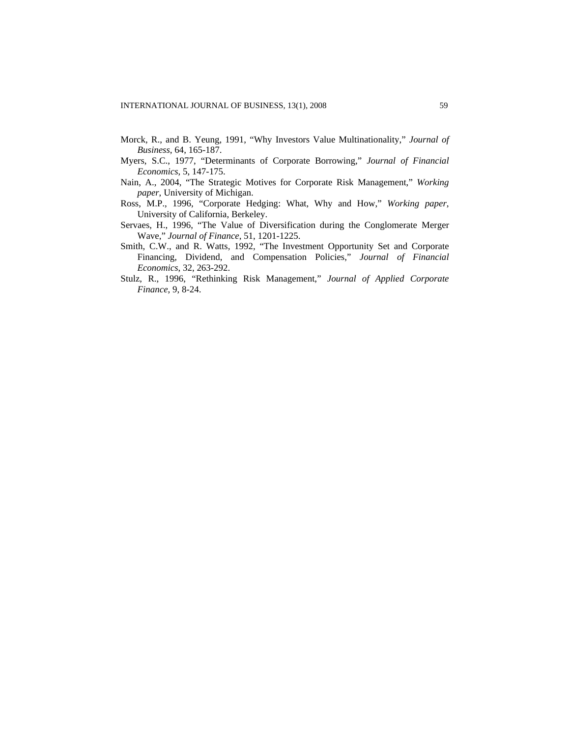Morck, R., and B. Yeung, 1991, "Why Investors Value Multinationality," *Journal of Business*, 64, 165-187.

Myers, S.C., 1977, "Determinants of Corporate Borrowing," *Journal of Financial Economics*, 5, 147-175.

Nain, A., 2004, "The Strategic Motives for Corporate Risk Management," *Working paper*, University of Michigan.

Ross, M.P., 1996, "Corporate Hedging: What, Why and How," *Working paper*, University of California, Berkeley.

Servaes, H., 1996, "The Value of Diversification during the Conglomerate Merger Wave," *Journal of Finance*, 51, 1201-1225.

Smith, C.W., and R. Watts, 1992, "The Investment Opportunity Set and Corporate Financing, Dividend, and Compensation Policies," *Journal of Financial Economics*, 32, 263-292.

Stulz, R., 1996, "Rethinking Risk Management," *Journal of Applied Corporate Finance*, 9, 8-24.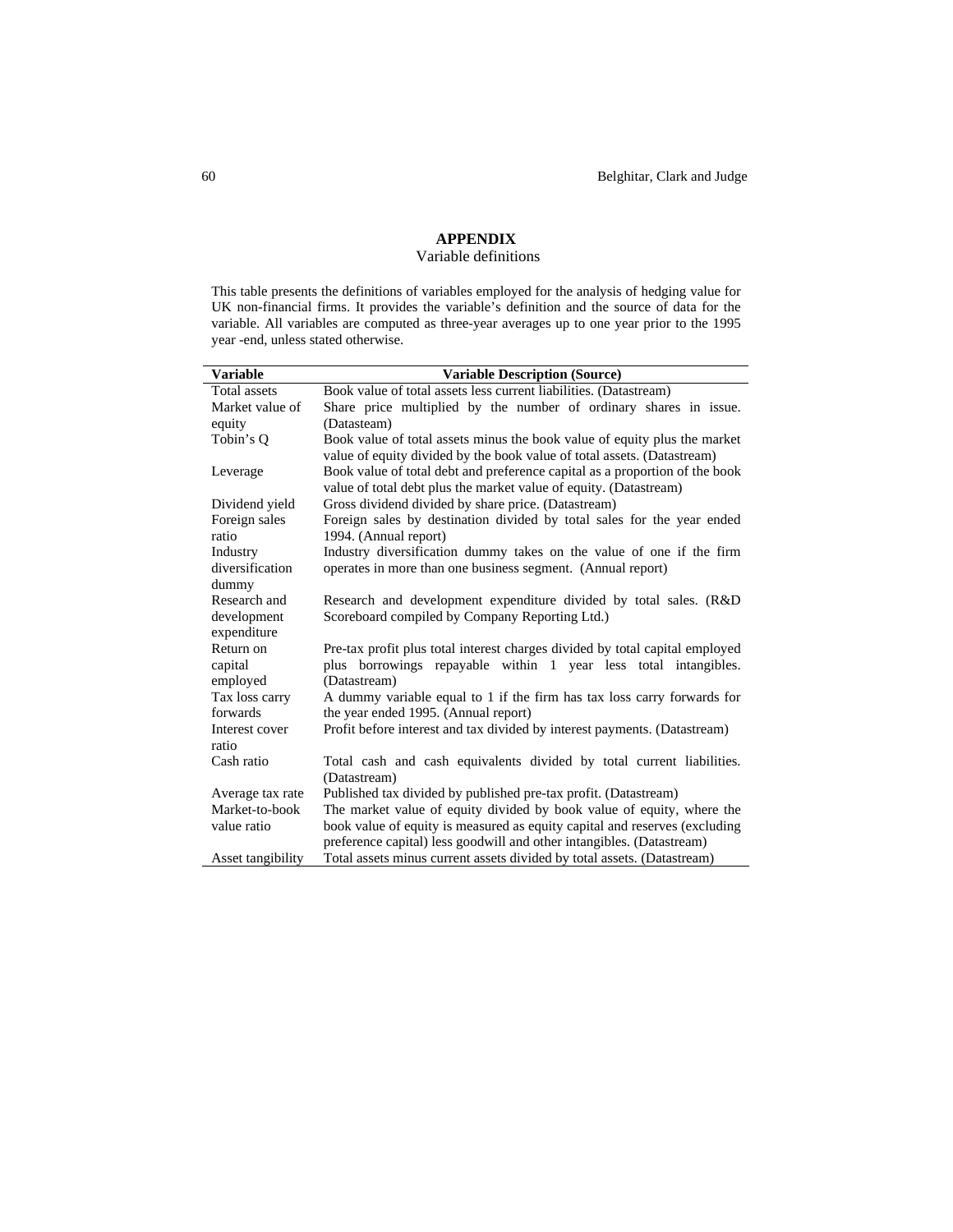## APPENDIX

Variable definitions

This table presents the definitions of variables employed for the analysis of hedging value for UK non-financial firms. It provides the variable's definition and the source of data for the variable. All variables are computed as three-year averages up to one year prior to the 1995 year -end, unless stated otherwise.

| Variable | Variable Description (Source) |
|---|---|
| Total assets | Book value of total assets less current liabilities. (Datastream) |
| Market value of equity | Share price multiplied by the number of ordinary shares in issue. (Datasteam) |
| Tobin's Q | Book value of total assets minus the book value of equity plus the market value of equity divided by the book value of total assets. (Datastream) |
| Leverage | Book value of total debt and preference capital as a proportion of the book value of total debt plus the market value of equity. (Datastream) |
| Dividend yield | Gross dividend divided by share price. (Datastream) |
| Foreign sales ratio | Foreign sales by destination divided by total sales for the year ended 1994. (Annual report) |
| Industry diversification dummy | Industry diversification dummy takes on the value of one if the firm operates in more than one business segment. (Annual report) |
| Research and development expenditure | Research and development expenditure divided by total sales. (R&D Scoreboard compiled by Company Reporting Ltd.) |
| Return on capital employed | Pre-tax profit plus total interest charges divided by total capital employed plus borrowings repayable within 1 year less total intangibles. (Datastream) |
| Tax loss carry forwards | A dummy variable equal to 1 if the firm has tax loss carry forwards for the year ended 1995. (Annual report) |
| Interest cover ratio | Profit before interest and tax divided by interest payments. (Datastream) |
| Cash ratio | Total cash and cash equivalents divided by total current liabilities. (Datastream) |
| Average tax rate | Published tax divided by published pre-tax profit. (Datastream) |
| Market-to-book value ratio | The market value of equity divided by book value of equity, where the book value of equity is measured as equity capital and reserves (excluding preference capital) less goodwill and other intangibles. (Datastream) |
| Asset tangibility | Total assets minus current assets divided by total assets. (Datastream) |